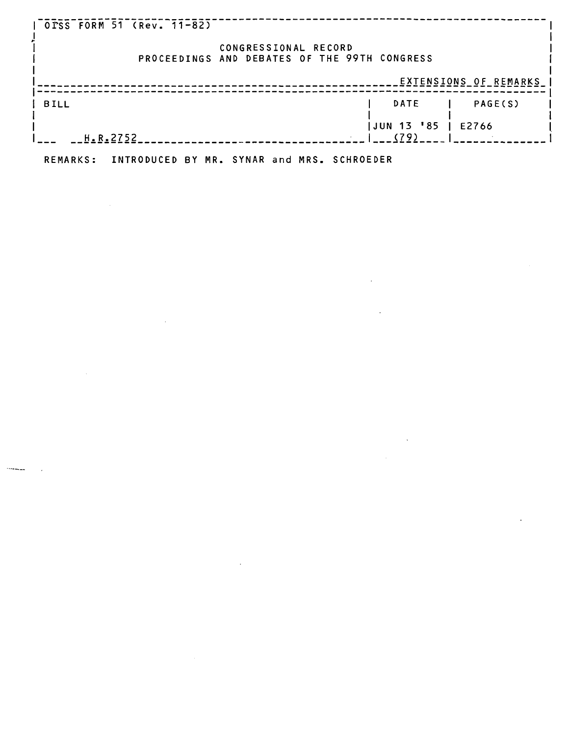OISS FORM 51 (Rev. 11-82)

CONGRESSIONAL RECORD
PROCEEDINGS AND DEBATES OF THE 99TH CONGRESS

EXTENSIONS OF REMARKS

| BILL | DATE | PAGE(S) |
| --- | --- | --- |
| H.R.2752 | JUN 13 '85 (79) | E2766 |

REMARKS: INTRODUCED BY MR. SYNAR and MRS. SCHROEDER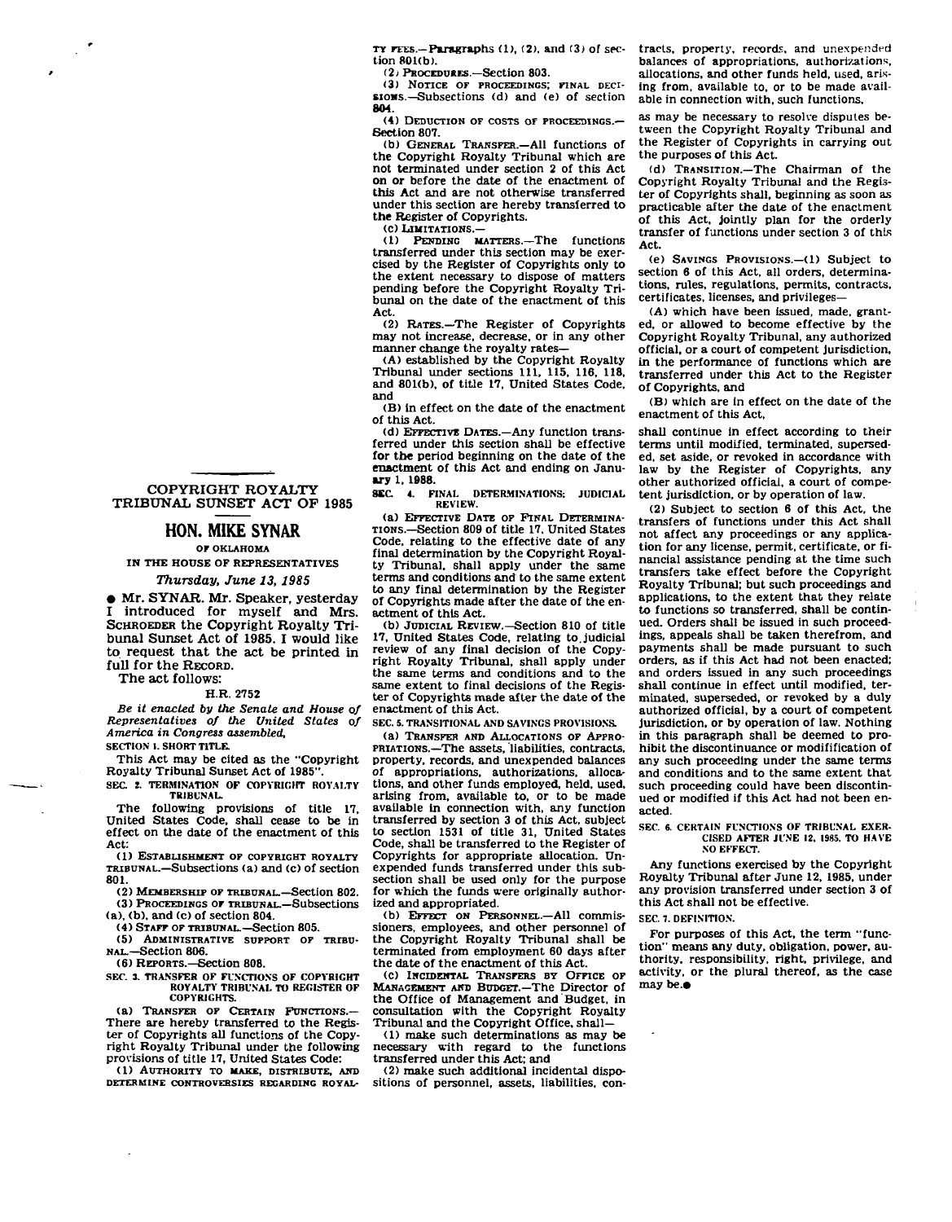## COPYRIGHT ROYALTY TRIBUNAL SUNSET ACT OF 1985

### HON. MIKE SYNAR

OF OKLAHOMA

IN THE HOUSE OF REPRESENTATIVES

*Thursday, June 13, 1985*

● Mr. SYNAR. Mr. Speaker, yesterday I introduced for myself and Mrs. SCHROEDER the Copyright Royalty Tribunal Sunset Act of 1985. I would like to request that the act be printed in full for the RECORD.

The act follows:

H.R. 2752

*Be it enacted by the Senate and House of Representatives of the United States of America in Congress assembled,*

SECTION 1. SHORT TITLE.

This Act may be cited as the "Copyright Royalty Tribunal Sunset Act of 1985".

SEC. 2. TERMINATION OF COPYRIGHT ROYALTY TRIBUNAL.

The following provisions of title 17, United States Code, shall cease to be in effect on the date of the enactment of this Act:

(1) ESTABLISHMENT OF COPYRIGHT ROYALTY TRIBUNAL.—Subsections (a) and (c) of section 801.

(2) MEMBERSHIP OF TRIBUNAL.—Section 802.

(3) PROCEEDINGS OF TRIBUNAL.—Subsections (a), (b), and (c) of section 804.

(4) STAFF OF TRIBUNAL.—Section 805.

(5) ADMINISTRATIVE SUPPORT OF TRIBUNAL.—Section 806.

(6) REPORTS.—Section 808.

SEC. 3. TRANSFER OF FUNCTIONS OF COPYRIGHT ROYALTY TRIBUNAL TO REGISTER OF COPYRIGHTS.

(a) TRANSFER OF CERTAIN FUNCTIONS.—There are hereby transferred to the Register of Copyrights all functions of the Copyright Royalty Tribunal under the following provisions of title 17, United States Code:

(1) AUTHORITY TO MAKE, DISTRIBUTE, AND DETERMINE CONTROVERSIES REGARDING ROYALTY FEES.—Paragraphs (1), (2), and (3) of section 801(b).

(2) PROCEDURES.—Section 803.

(3) NOTICE OF PROCEEDINGS; FINAL DECISIONS.—Subsections (d) and (e) of section 804.

(4) DEDUCTION OF COSTS OF PROCEEDINGS.—Section 807.

(b) GENERAL TRANSFER.—All functions of the Copyright Royalty Tribunal which are not terminated under section 2 of this Act on or before the date of the enactment of this Act and are not otherwise transferred under this section are hereby transferred to the Register of Copyrights.

(c) LIMITATIONS.—

(1) PENDING MATTERS.—The functions transferred under this section may be exercised by the Register of Copyrights only to the extent necessary to dispose of matters pending before the Copyright Royalty Tribunal on the date of the enactment of this Act.

(2) RATES.—The Register of Copyrights may not increase, decrease, or in any other manner change the royalty rates—

(A) established by the Copyright Royalty Tribunal under sections 111, 115, 116, 118, and 801(b), of title 17, United States Code, and

(B) in effect on the date of the enactment of this Act.

(d) EFFECTIVE DATES.—Any function transferred under this section shall be effective for the period beginning on the date of the enactment of this Act and ending on January 1, 1988.

SEC. 4. FINAL DETERMINATIONS; JUDICIAL REVIEW.

(a) EFFECTIVE DATE OF FINAL DETERMINATIONS.—Section 809 of title 17, United States Code, relating to the effective date of any final determination by the Copyright Royalty Tribunal, shall apply under the same terms and conditions and to the same extent to any final determination by the Register of Copyrights made after the date of the enactment of this Act.

(b) JUDICIAL REVIEW.—Section 810 of title 17, United States Code, relating to judicial review of any final decision of the Copyright Royalty Tribunal, shall apply under the same terms and conditions and to the same extent to final decisions of the Register of Copyrights made after the date of the enactment of this Act.

SEC. 5. TRANSITIONAL AND SAVINGS PROVISIONS.

(a) TRANSFER AND ALLOCATIONS OF APPROPRIATIONS.—The assets, liabilities, contracts, property, records, and unexpended balances of appropriations, authorizations, allocations, and other funds employed, held, used, arising from, available to, or to be made available in connection with, any function transferred by section 3 of this Act, subject to section 1531 of title 31, United States Code, shall be transferred to the Register of Copyrights for appropriate allocation. Unexpended funds transferred under this subsection shall be used only for the purpose for which the funds were originally authorized and appropriated.

(b) EFFECT ON PERSONNEL.—All commissioners, employees, and other personnel of the Copyright Royalty Tribunal shall be terminated from employment 60 days after the date of the enactment of this Act.

(c) INCIDENTAL TRANSFERS BY OFFICE OF MANAGEMENT AND BUDGET.—The Director of the Office of Management and Budget, in consultation with the Copyright Royalty Tribunal and the Copyright Office, shall—

(1) make such determinations as may be necessary with regard to the functions transferred under this Act; and

(2) make such additional incidental dispositions of personnel, assets, liabilities, contracts, property, records, and unexpended balances of appropriations, authorizations, allocations, and other funds held, used, arising from, available to, or to be made available in connection with, such functions,

as may be necessary to resolve disputes between the Copyright Royalty Tribunal and the Register of Copyrights in carrying out the purposes of this Act.

(d) TRANSITION.—The Chairman of the Copyright Royalty Tribunal and the Register of Copyrights shall, beginning as soon as practicable after the date of the enactment of this Act, jointly plan for the orderly transfer of functions under section 3 of this Act.

(e) SAVINGS PROVISIONS.—(1) Subject to section 6 of this Act, all orders, determinations, rules, regulations, permits, contracts, certificates, licenses, and privileges—

(A) which have been issued, made, granted, or allowed to become effective by the Copyright Royalty Tribunal, any authorized official, or a court of competent jurisdiction, in the performance of functions which are transferred under this Act to the Register of Copyrights, and

(B) which are in effect on the date of the enactment of this Act,

shall continue in effect according to their terms until modified, terminated, superseded, set aside, or revoked in accordance with law by the Register of Copyrights, any other authorized official, a court of competent jurisdiction, or by operation of law.

(2) Subject to section 6 of this Act, the transfers of functions under this Act shall not affect any proceedings or any application for any license, permit, certificate, or financial assistance pending at the time such transfers take effect before the Copyright Royalty Tribunal; but such proceedings and applications, to the extent that they relate to functions so transferred, shall be continued. Orders shall be issued in such proceedings, appeals shall be taken therefrom, and payments shall be made pursuant to such orders, as if this Act had not been enacted; and orders issued in any such proceedings shall continue in effect until modified, terminated, superseded, or revoked by a duly authorized official, by a court of competent jurisdiction, or by operation of law. Nothing in this paragraph shall be deemed to prohibit the discontinuance or modification of any such proceeding under the same terms and conditions and to the same extent that such proceeding could have been discontinued or modified if this Act had not been enacted.

SEC. 6. CERTAIN FUNCTIONS OF TRIBUNAL EXERCISED AFTER JUNE 12, 1985, TO HAVE NO EFFECT.

Any functions exercised by the Copyright Royalty Tribunal after June 12, 1985, under any provision transferred under section 3 of this Act shall not be effective.

SEC. 7. DEFINITION.

For purposes of this Act, the term "function" means any duty, obligation, power, authority, responsibility, right, privilege, and activity, or the plural thereof, as the case may be.●